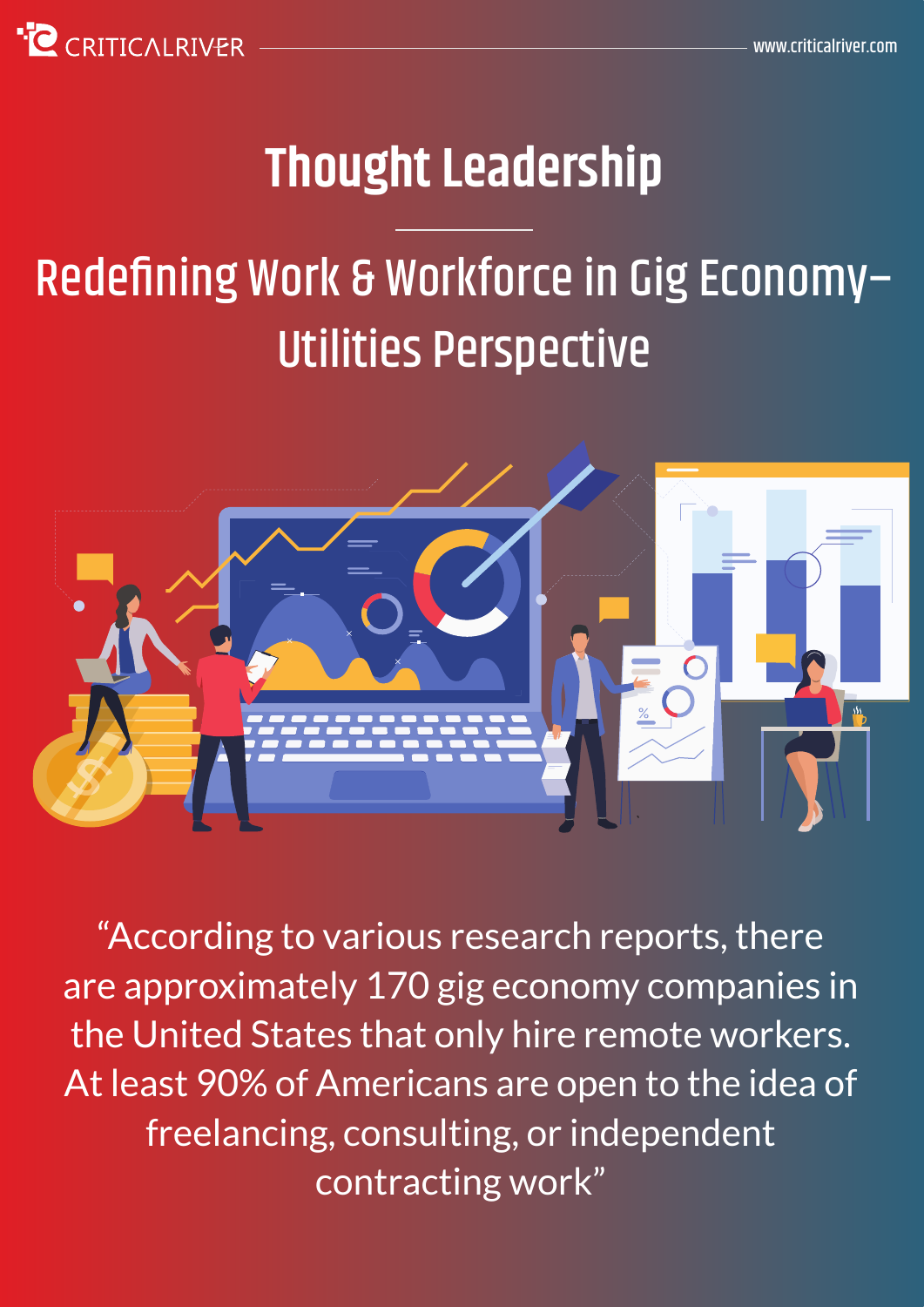# Thought Leadership

## Redefining Work & Workforce in Gig Economy– Utilities Perspective

"According to various research reports, there are approximately 170 gig economy companies in the United States that only hire remote workers. At least 90% of Americans are open to the idea of freelancing, consulting, or independent contracting work"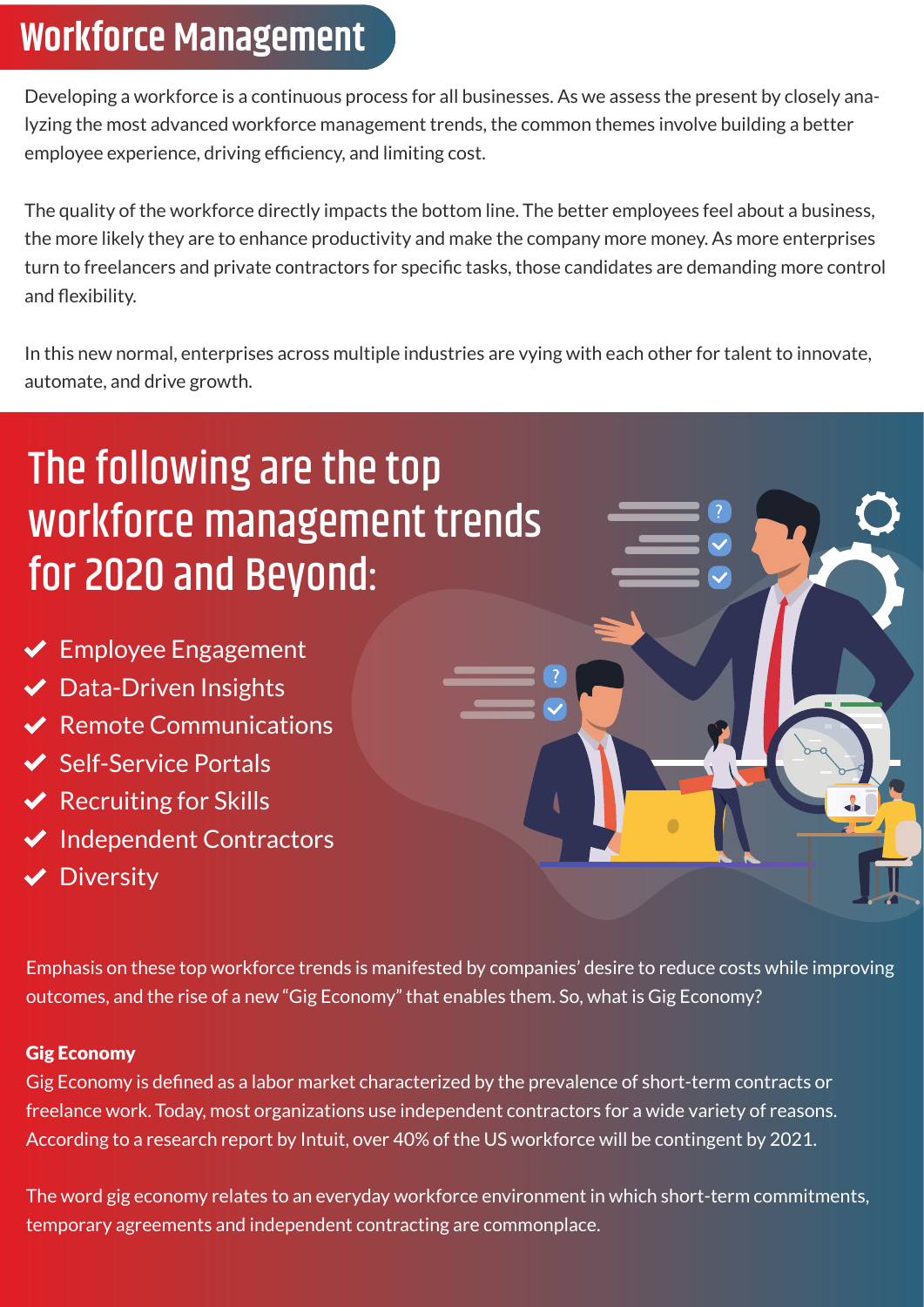# Workforce Management

Developing a workforce is a continuous process for all businesses. As we assess the present by closely analyzing the most advanced workforce management trends, the common themes involve building a better employee experience, driving efficiency, and limiting cost.

The quality of the workforce directly impacts the bottom line. The better employees feel about a business, the more likely they are to enhance productivity and make the company more money. As more enterprises turn to freelancers and private contractors for specific tasks, those candidates are demanding more control and flexibility.

In this new normal, enterprises across multiple industries are vying with each other for talent to innovate, automate, and drive growth.

## The following are the top workforce management trends for 2020 and Beyond:

- Employee Engagement
- Data-Driven Insights
- Remote Communications
- Self-Service Portals
- Recruiting for Skills
- Independent Contractors
- Diversity

Emphasis on these top workforce trends is manifested by companies' desire to reduce costs while improving outcomes, and the rise of a new "Gig Economy" that enables them. So, what is Gig Economy?

**Gig Economy**

Gig Economy is defined as a labor market characterized by the prevalence of short-term contracts or freelance work. Today, most organizations use independent contractors for a wide variety of reasons. According to a research report by Intuit, over 40% of the US workforce will be contingent by 2021.

The word gig economy relates to an everyday workforce environment in which short-term commitments, temporary agreements and independent contracting are commonplace.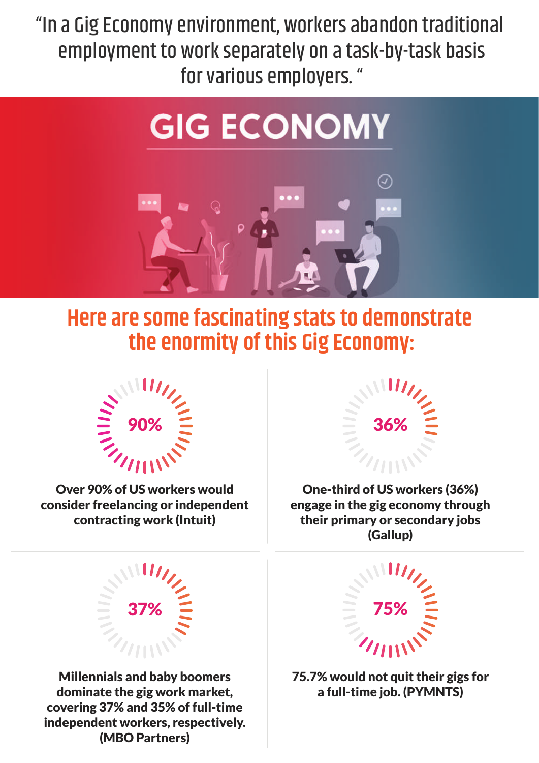"In a Gig Economy environment, workers abandon traditional employment to work separately on a task-by-task basis for various employers. "

# GIG ECONOMY

## Here are some fascinating stats to demonstrate the enormity of this Gig Economy:

**90%**

**Over 90% of US workers would consider freelancing or independent contracting work (Intuit)**

**36%**

**One-third of US workers (36%) engage in the gig economy through their primary or secondary jobs (Gallup)**

**37%**

**Millennials and baby boomers dominate the gig work market, covering 37% and 35% of full-time independent workers, respectively. (MBO Partners)**

**75%**

**75.7% would not quit their gigs for a full-time job. (PYMNTS)**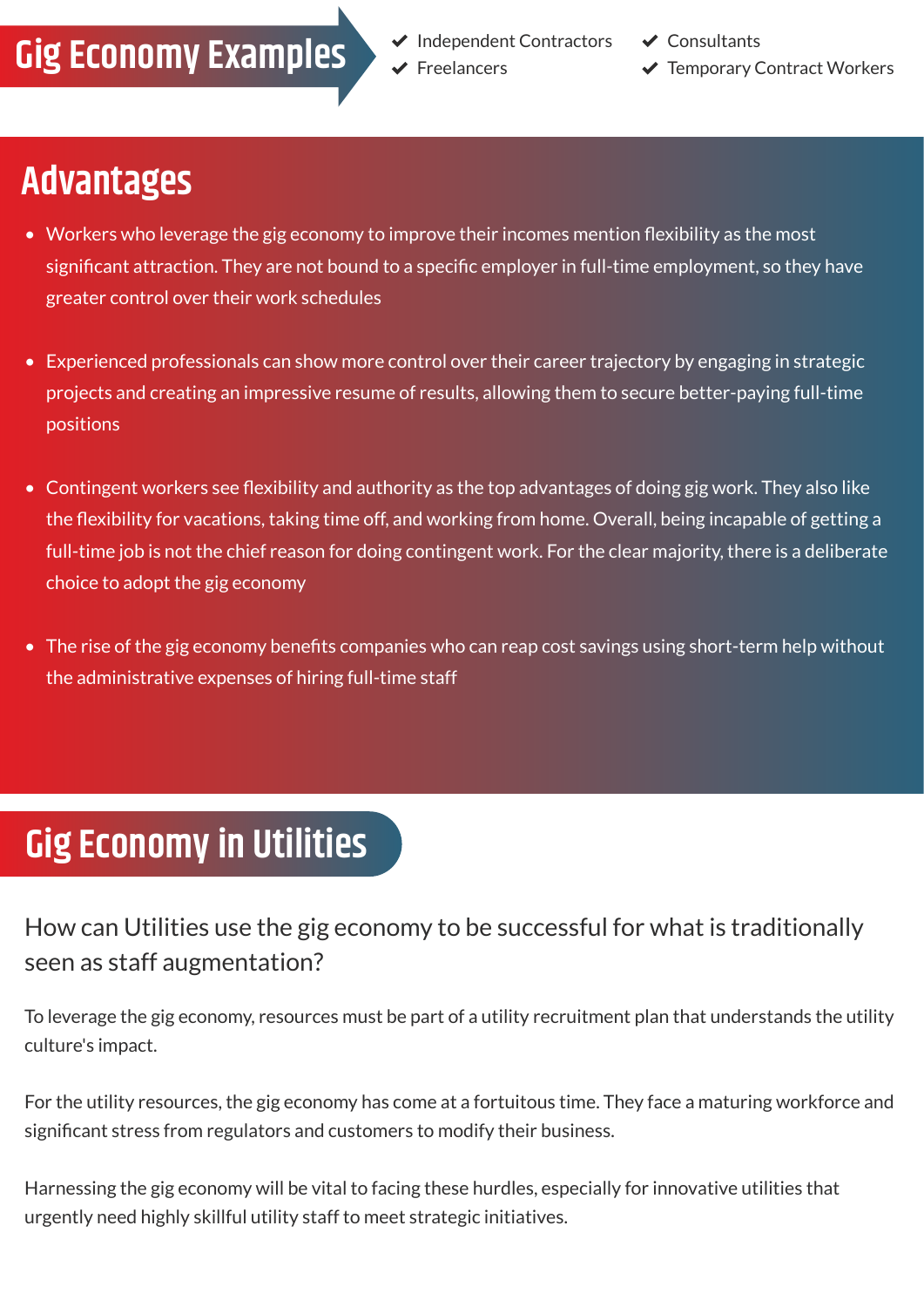## Gig Economy Examples

- Independent Contractors
- Freelancers
- Consultants
- Temporary Contract Workers

## Advantages

- Workers who leverage the gig economy to improve their incomes mention flexibility as the most significant attraction. They are not bound to a specific employer in full-time employment, so they have greater control over their work schedules
- Experienced professionals can show more control over their career trajectory by engaging in strategic projects and creating an impressive resume of results, allowing them to secure better-paying full-time positions
- Contingent workers see flexibility and authority as the top advantages of doing gig work. They also like the flexibility for vacations, taking time off, and working from home. Overall, being incapable of getting a full-time job is not the chief reason for doing contingent work. For the clear majority, there is a deliberate choice to adopt the gig economy
- The rise of the gig economy benefits companies who can reap cost savings using short-term help without the administrative expenses of hiring full-time staff

## Gig Economy in Utilities

### How can Utilities use the gig economy to be successful for what is traditionally seen as staff augmentation?

To leverage the gig economy, resources must be part of a utility recruitment plan that understands the utility culture's impact.

For the utility resources, the gig economy has come at a fortuitous time. They face a maturing workforce and significant stress from regulators and customers to modify their business.

Harnessing the gig economy will be vital to facing these hurdles, especially for innovative utilities that urgently need highly skillful utility staff to meet strategic initiatives.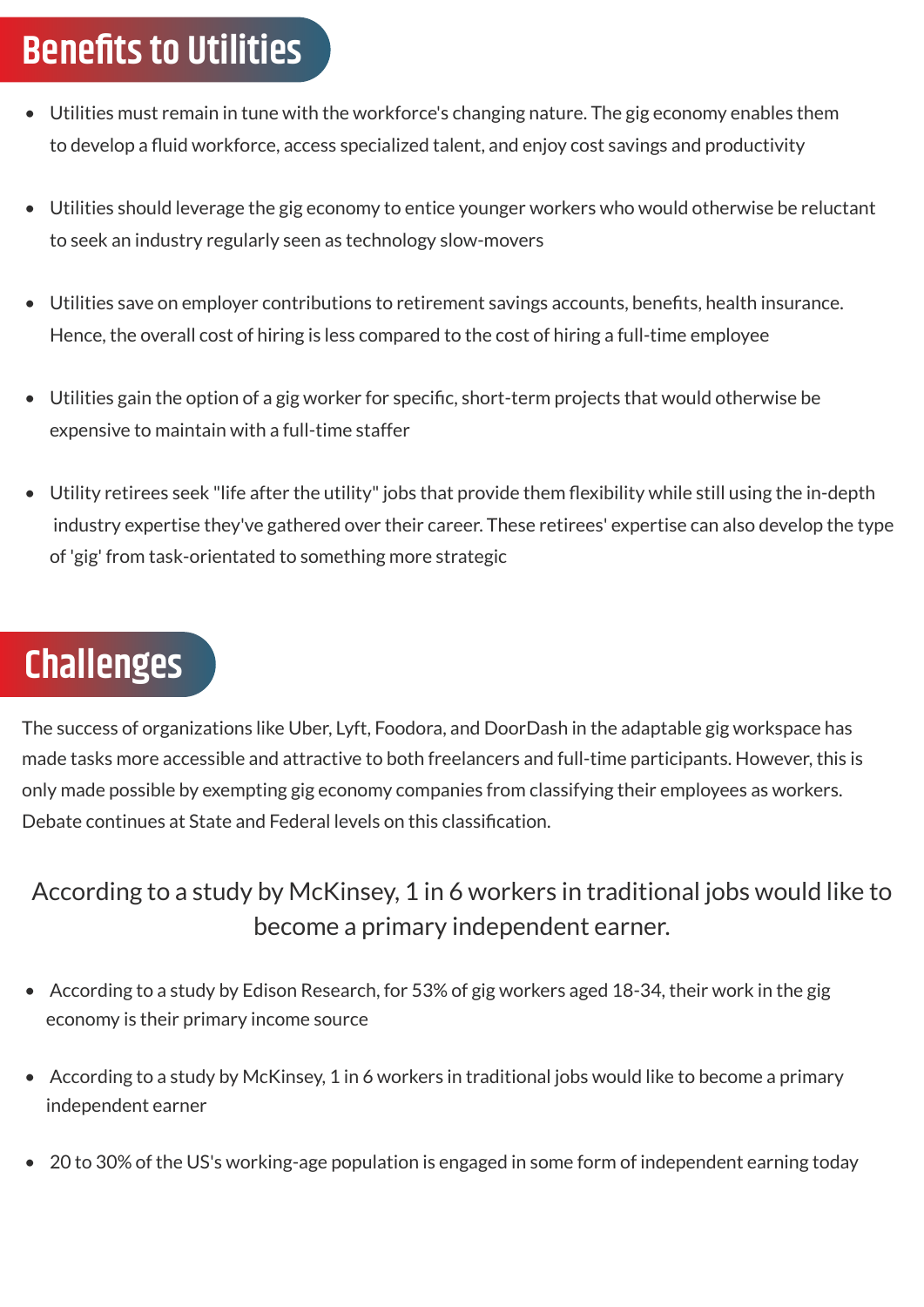## Benefits to Utilities

- Utilities must remain in tune with the workforce's changing nature. The gig economy enables them to develop a fluid workforce, access specialized talent, and enjoy cost savings and productivity
- Utilities should leverage the gig economy to entice younger workers who would otherwise be reluctant to seek an industry regularly seen as technology slow-movers
- Utilities save on employer contributions to retirement savings accounts, benefits, health insurance. Hence, the overall cost of hiring is less compared to the cost of hiring a full-time employee
- Utilities gain the option of a gig worker for specific, short-term projects that would otherwise be expensive to maintain with a full-time staffer
- Utility retirees seek "life after the utility" jobs that provide them flexibility while still using the in-depth industry expertise they've gathered over their career. These retirees' expertise can also develop the type of 'gig' from task-orientated to something more strategic

## Challenges

The success of organizations like Uber, Lyft, Foodora, and DoorDash in the adaptable gig workspace has made tasks more accessible and attractive to both freelancers and full-time participants. However, this is only made possible by exempting gig economy companies from classifying their employees as workers. Debate continues at State and Federal levels on this classification.

According to a study by McKinsey, 1 in 6 workers in traditional jobs would like to become a primary independent earner.

- According to a study by Edison Research, for 53% of gig workers aged 18-34, their work in the gig economy is their primary income source
- According to a study by McKinsey, 1 in 6 workers in traditional jobs would like to become a primary independent earner
- 20 to 30% of the US's working-age population is engaged in some form of independent earning today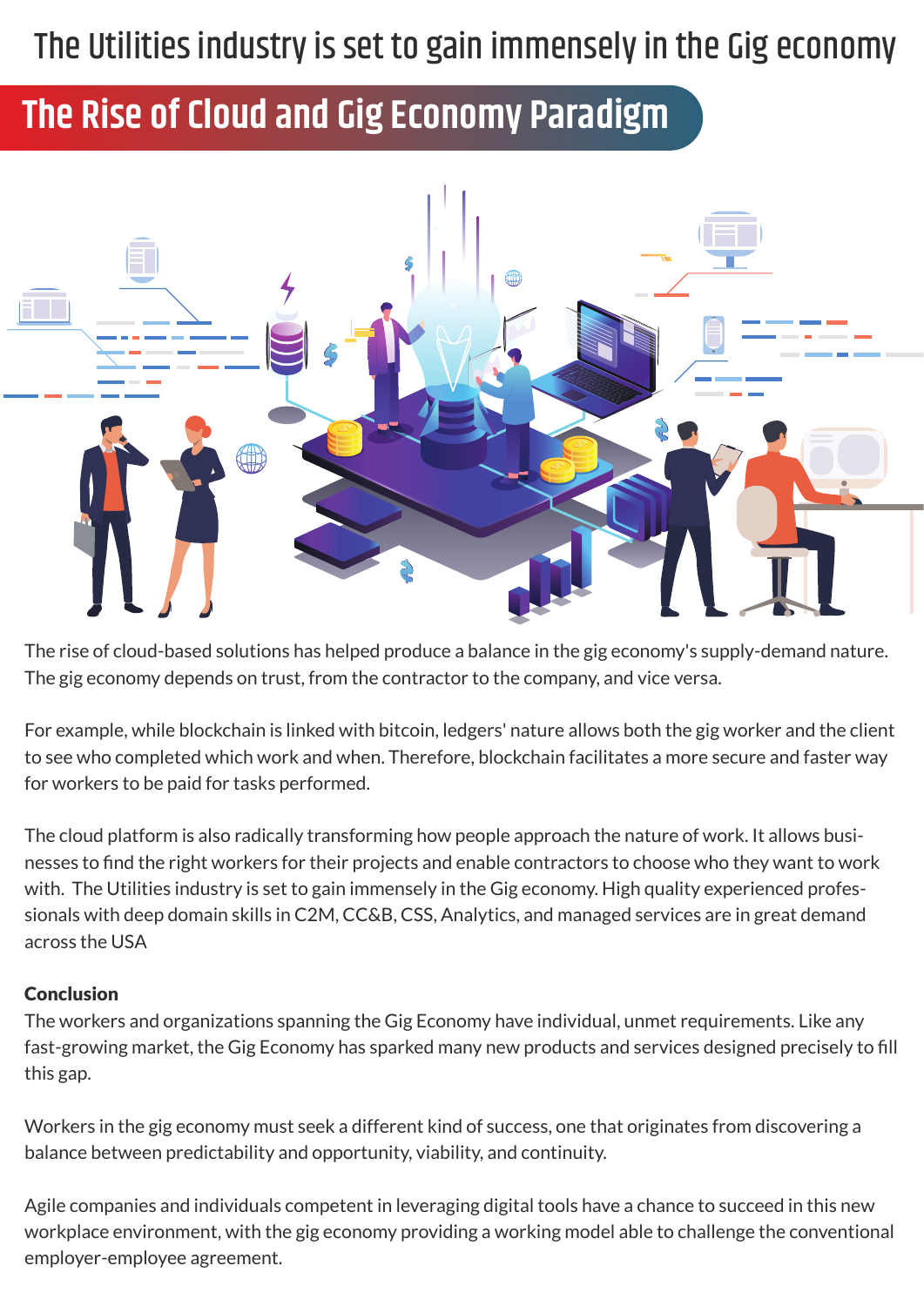# The Utilities industry is set to gain immensely in the Gig economy

## The Rise of Cloud and Gig Economy Paradigm

The rise of cloud-based solutions has helped produce a balance in the gig economy's supply-demand nature. The gig economy depends on trust, from the contractor to the company, and vice versa.

For example, while blockchain is linked with bitcoin, ledgers' nature allows both the gig worker and the client to see who completed which work and when. Therefore, blockchain facilitates a more secure and faster way for workers to be paid for tasks performed.

The cloud platform is also radically transforming how people approach the nature of work. It allows businesses to find the right workers for their projects and enable contractors to choose who they want to work with. The Utilities industry is set to gain immensely in the Gig economy. High quality experienced professionals with deep domain skills in C2M, CC&B, CSS, Analytics, and managed services are in great demand across the USA

**Conclusion**

The workers and organizations spanning the Gig Economy have individual, unmet requirements. Like any fast-growing market, the Gig Economy has sparked many new products and services designed precisely to fill this gap.

Workers in the gig economy must seek a different kind of success, one that originates from discovering a balance between predictability and opportunity, viability, and continuity.

Agile companies and individuals competent in leveraging digital tools have a chance to succeed in this new workplace environment, with the gig economy providing a working model able to challenge the conventional employer-employee agreement.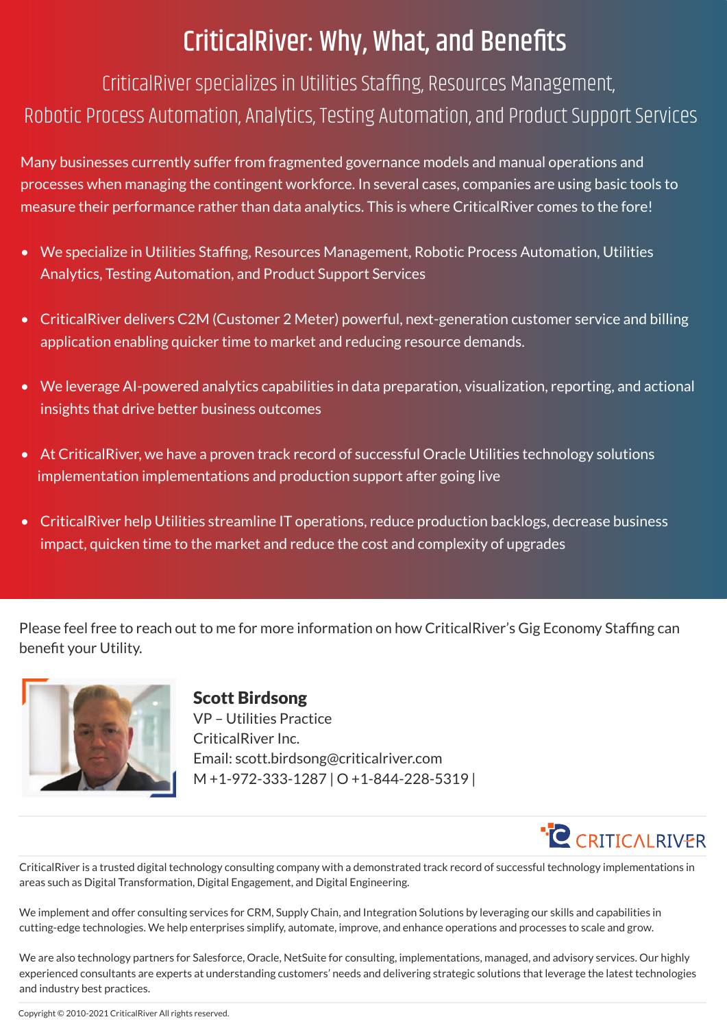# CriticalRiver: Why, What, and Benefits

CriticalRiver specializes in Utilities Staffing, Resources Management, Robotic Process Automation, Analytics, Testing Automation, and Product Support Services

Many businesses currently suffer from fragmented governance models and manual operations and processes when managing the contingent workforce. In several cases, companies are using basic tools to measure their performance rather than data analytics. This is where CriticalRiver comes to the fore!

- We specialize in Utilities Staffing, Resources Management, Robotic Process Automation, Utilities Analytics, Testing Automation, and Product Support Services
- CriticalRiver delivers C2M (Customer 2 Meter) powerful, next-generation customer service and billing application enabling quicker time to market and reducing resource demands.
- We leverage AI-powered analytics capabilities in data preparation, visualization, reporting, and actional insights that drive better business outcomes
- At CriticalRiver, we have a proven track record of successful Oracle Utilities technology solutions implementation implementations and production support after going live
- CriticalRiver help Utilities streamline IT operations, reduce production backlogs, decrease business impact, quicken time to the market and reduce the cost and complexity of upgrades

Please feel free to reach out to me for more information on how CriticalRiver's Gig Economy Staffing can benefit your Utility.

**Scott Birdsong**
VP – Utilities Practice
CriticalRiver Inc.
Email: scott.birdsong@criticalriver.com
M +1-972-333-1287 | O +1-844-228-5319 |

CRITICALRIVER

CriticalRiver is a trusted digital technology consulting company with a demonstrated track record of successful technology implementations in areas such as Digital Transformation, Digital Engagement, and Digital Engineering.

We implement and offer consulting services for CRM, Supply Chain, and Integration Solutions by leveraging our skills and capabilities in cutting-edge technologies. We help enterprises simplify, automate, improve, and enhance operations and processes to scale and grow.

We are also technology partners for Salesforce, Oracle, NetSuite for consulting, implementations, managed, and advisory services. Our highly experienced consultants are experts at understanding customers' needs and delivering strategic solutions that leverage the latest technologies and industry best practices.

Copyright © 2010-2021 CriticalRiver All rights reserved.